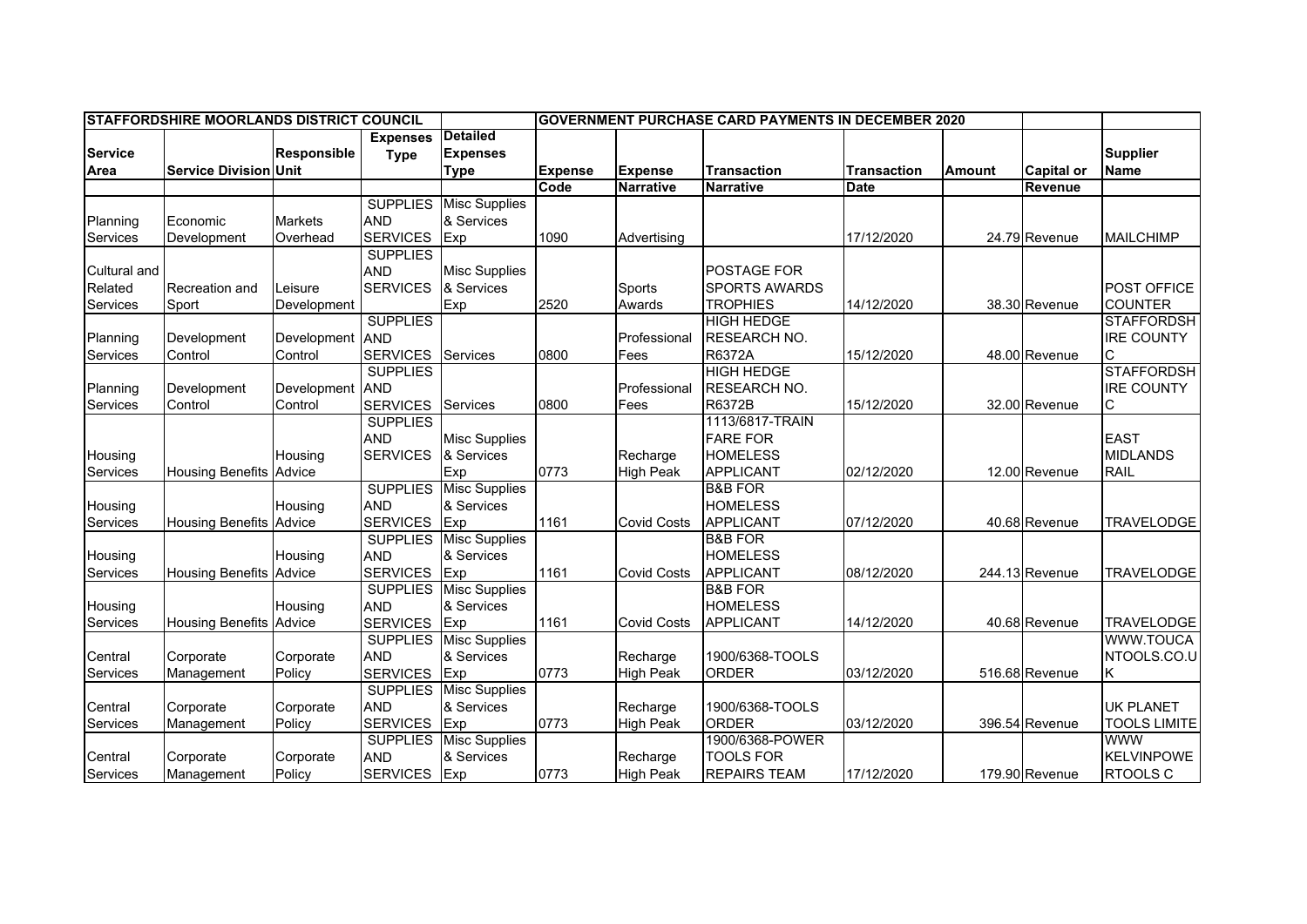| STAFFORDSHIRE MOORLANDS DISTRICT COUNCIL | | | | | GOVERNMENT PURCHASE CARD PAYMENTS IN DECEMBER 2020 | | | | | | |
|---|---|---|---|---|---|---|---|---|---|---|---|
| Service Area | Service Division | Responsible Unit | Expenses Type | Detailed Expenses Type | Expense Code | Expense Narrative | Transaction Narrative | Transaction Date | Amount | Capital or Revenue | Supplier Name |
| Planning Services | Economic Development | Markets Overhead | SUPPLIES AND SERVICES | Misc Supplies & Services Exp | 1090 | Advertising | | 17/12/2020 | 24.79 | Revenue | MAILCHIMP |
| Cultural and Related Services | Recreation and Sport | Leisure Development | SUPPLIES AND SERVICES | Misc Supplies & Services Exp | 2520 | Sports Awards | POSTAGE FOR SPORTS AWARDS TROPHIES | 14/12/2020 | 38.30 | Revenue | POST OFFICE COUNTER |
| Planning Services | Development Control | Development Control | SUPPLIES AND SERVICES | Services | 0800 | Professional Fees | HIGH HEDGE RESEARCH NO. R6372A | 15/12/2020 | 48.00 | Revenue | STAFFORDSHIRE COUNTY C |
| Planning Services | Development Control | Development Control | SUPPLIES AND SERVICES | Services | 0800 | Professional Fees | HIGH HEDGE RESEARCH NO. R6372B | 15/12/2020 | 32.00 | Revenue | STAFFORDSHIRE COUNTY C |
| Housing Services | Housing Benefits | Housing Advice | SUPPLIES AND SERVICES | Misc Supplies & Services Exp | 0773 | Recharge High Peak | 1113/6817-TRAIN FARE FOR HOMELESS APPLICANT | 02/12/2020 | 12.00 | Revenue | EAST MIDLANDS RAIL |
| Housing Services | Housing Benefits | Housing Advice | SUPPLIES AND SERVICES | Misc Supplies & Services Exp | 1161 | Covid Costs | B&B FOR HOMELESS APPLICANT | 07/12/2020 | 40.68 | Revenue | TRAVELODGE |
| Housing Services | Housing Benefits | Housing Advice | SUPPLIES AND SERVICES | Misc Supplies & Services Exp | 1161 | Covid Costs | B&B FOR HOMELESS APPLICANT | 08/12/2020 | 244.13 | Revenue | TRAVELODGE |
| Housing Services | Housing Benefits | Housing Advice | SUPPLIES AND SERVICES | Misc Supplies & Services Exp | 1161 | Covid Costs | B&B FOR HOMELESS APPLICANT | 14/12/2020 | 40.68 | Revenue | TRAVELODGE |
| Central Services | Corporate Management | Corporate Policy | SUPPLIES AND SERVICES | Misc Supplies & Services Exp | 0773 | Recharge High Peak | 1900/6368-TOOLS ORDER | 03/12/2020 | 516.68 | Revenue | WWW.TOUCANTOOLS.CO.UK |
| Central Services | Corporate Management | Corporate Policy | SUPPLIES AND SERVICES | Misc Supplies & Services Exp | 0773 | Recharge High Peak | 1900/6368-TOOLS ORDER | 03/12/2020 | 396.54 | Revenue | UK PLANET TOOLS LIMITE |
| Central Services | Corporate Management | Corporate Policy | SUPPLIES AND SERVICES | Misc Supplies & Services Exp | 0773 | Recharge High Peak | 1900/6368-POWER TOOLS FOR REPAIRS TEAM | 17/12/2020 | 179.90 | Revenue | WWW KELVINPOWERTOOLS C |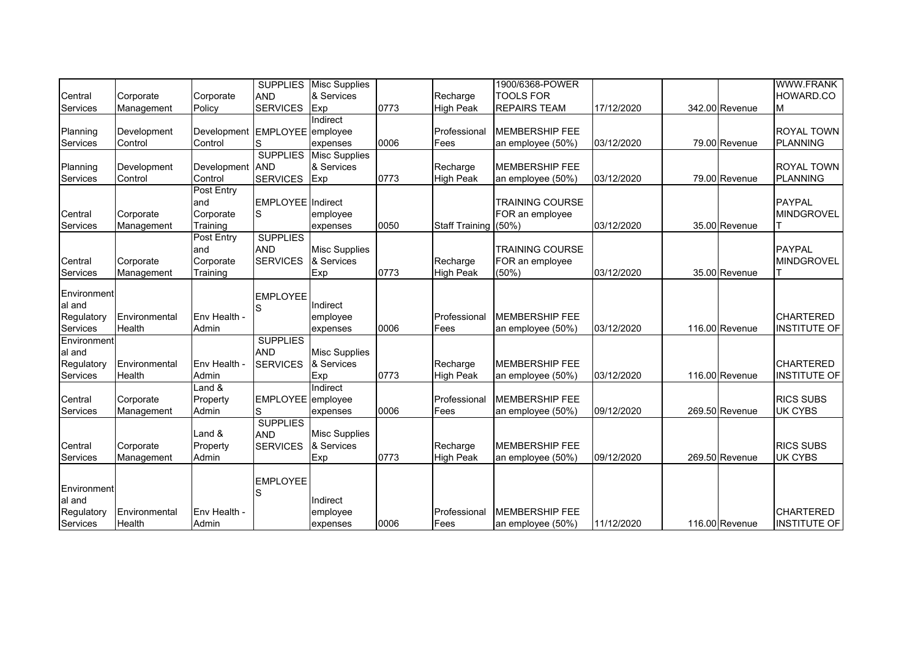| | | | | | | | | | | | |
|---|---|---|---|---|---|---|---|---|---|---|---|
| Central Services | Corporate Management | Corporate Policy | SUPPLIES AND SERVICES | Misc Supplies & Services Exp | 0773 | Recharge High Peak | 1900/6368-POWER TOOLS FOR REPAIRS TEAM | 17/12/2020 | 342.00 | Revenue | WWW.FRANKHOWARD.COM |
| Planning Services | Development Control | Development Control | EMPLOYEES | Indirect employee expenses | 0006 | Professional Fees | MEMBERSHIP FEE an employee (50%) | 03/12/2020 | 79.00 | Revenue | ROYAL TOWN PLANNING |
| Planning Services | Development Control | Development Control | SUPPLIES AND SERVICES | Misc Supplies & Services Exp | 0773 | Recharge High Peak | MEMBERSHIP FEE an employee (50%) | 03/12/2020 | 79.00 | Revenue | ROYAL TOWN PLANNING |
| Central Services | Corporate Management | Post Entry and Corporate Training | EMPLOYEES | Indirect employee expenses | 0050 | Staff Training | TRAINING COURSE FOR an employee (50%) | 03/12/2020 | 35.00 | Revenue | PAYPAL MINDGROVELT |
| Central Services | Corporate Management | Post Entry and Corporate Training | SUPPLIES AND SERVICES | Misc Supplies & Services Exp | 0773 | Recharge High Peak | TRAINING COURSE FOR an employee (50%) | 03/12/2020 | 35.00 | Revenue | PAYPAL MINDGROVELT |
| Environmental and Regulatory Services | Environmental Health | Env Health - Admin | EMPLOYEES | Indirect employee expenses | 0006 | Professional Fees | MEMBERSHIP FEE an employee (50%) | 03/12/2020 | 116.00 | Revenue | CHARTERED INSTITUTE OF |
| Environmental and Regulatory Services | Environmental Health | Env Health - Admin | SUPPLIES AND SERVICES | Misc Supplies & Services Exp | 0773 | Recharge High Peak | MEMBERSHIP FEE an employee (50%) | 03/12/2020 | 116.00 | Revenue | CHARTERED INSTITUTE OF |
| Central Services | Corporate Management | Land & Property Admin | EMPLOYEES | Indirect employee expenses | 0006 | Professional Fees | MEMBERSHIP FEE an employee (50%) | 09/12/2020 | 269.50 | Revenue | RICS SUBS UK CYBS |
| Central Services | Corporate Management | Land & Property Admin | SUPPLIES AND SERVICES | Misc Supplies & Services Exp | 0773 | Recharge High Peak | MEMBERSHIP FEE an employee (50%) | 09/12/2020 | 269.50 | Revenue | RICS SUBS UK CYBS |
| Environmental and Regulatory Services | Environmental Health | Env Health - Admin | EMPLOYEES | Indirect employee expenses | 0006 | Professional Fees | MEMBERSHIP FEE an employee (50%) | 11/12/2020 | 116.00 | Revenue | CHARTERED INSTITUTE OF |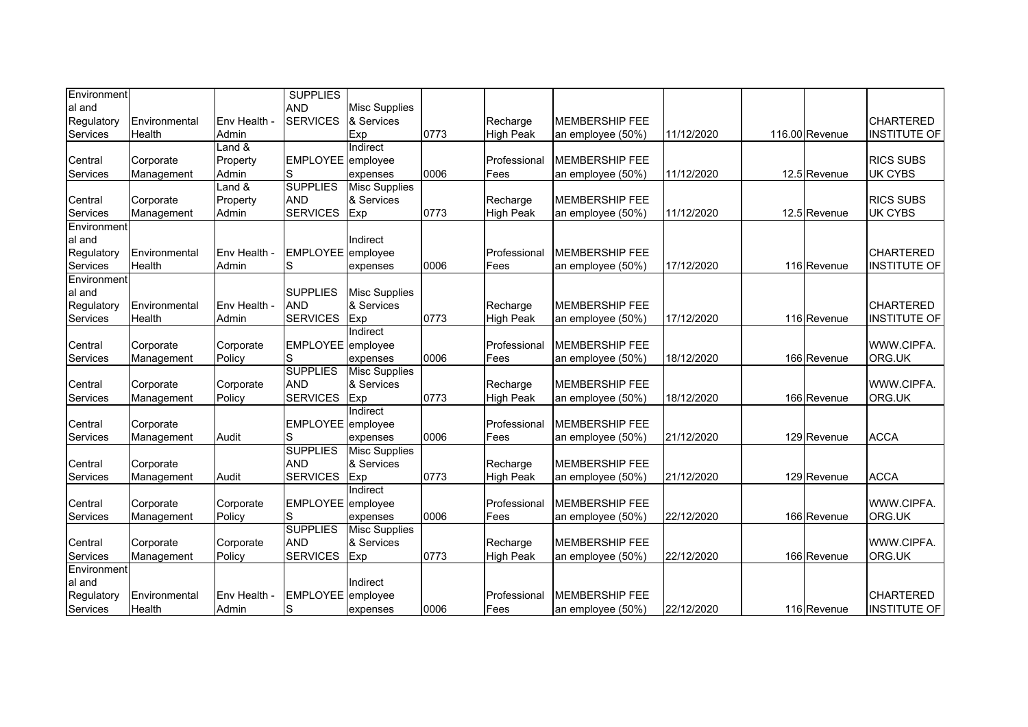| Environmental and Regulatory Services | Environmental Health | Env Health - Admin | SUPPLIES AND SERVICES | Misc Supplies & Services Exp | 0773 | Recharge High Peak | MEMBERSHIP FEE an employee (50%) | 11/12/2020 | 116.00 | Revenue | CHARTERED INSTITUTE OF |
|---|---|---|---|---|---|---|---|---|---|---|---|
| Central Services | Corporate Management | Land & Property Admin | EMPLOYEES | Indirect employee expenses | 0006 | Professional Fees | MEMBERSHIP FEE an employee (50%) | 11/12/2020 | 12.5 | Revenue | RICS SUBS UK CYBS |
| Central Services | Corporate Management | Land & Property Admin | SUPPLIES AND SERVICES | Misc Supplies & Services Exp | 0773 | Recharge High Peak | MEMBERSHIP FEE an employee (50%) | 11/12/2020 | 12.5 | Revenue | RICS SUBS UK CYBS |
| Environmental and Regulatory Services | Environmental Health | Env Health - Admin | EMPLOYEES | Indirect employee expenses | 0006 | Professional Fees | MEMBERSHIP FEE an employee (50%) | 17/12/2020 | 116 | Revenue | CHARTERED INSTITUTE OF |
| Environmental and Regulatory Services | Environmental Health | Env Health - Admin | SUPPLIES AND SERVICES | Misc Supplies & Services Exp | 0773 | Recharge High Peak | MEMBERSHIP FEE an employee (50%) | 17/12/2020 | 116 | Revenue | CHARTERED INSTITUTE OF |
| Central Services | Corporate Management | Corporate Policy | EMPLOYEES | Indirect employee expenses | 0006 | Professional Fees | MEMBERSHIP FEE an employee (50%) | 18/12/2020 | 166 | Revenue | WWW.CIPFA.ORG.UK |
| Central Services | Corporate Management | Corporate Policy | SUPPLIES AND SERVICES | Misc Supplies & Services Exp | 0773 | Recharge High Peak | MEMBERSHIP FEE an employee (50%) | 18/12/2020 | 166 | Revenue | WWW.CIPFA.ORG.UK |
| Central Services | Corporate Management | Audit | EMPLOYEES | Indirect employee expenses | 0006 | Professional Fees | MEMBERSHIP FEE an employee (50%) | 21/12/2020 | 129 | Revenue | ACCA |
| Central Services | Corporate Management | Audit | SUPPLIES AND SERVICES | Misc Supplies & Services Exp | 0773 | Recharge High Peak | MEMBERSHIP FEE an employee (50%) | 21/12/2020 | 129 | Revenue | ACCA |
| Central Services | Corporate Management | Corporate Policy | EMPLOYEES | Indirect employee expenses | 0006 | Professional Fees | MEMBERSHIP FEE an employee (50%) | 22/12/2020 | 166 | Revenue | WWW.CIPFA.ORG.UK |
| Central Services | Corporate Management | Corporate Policy | SUPPLIES AND SERVICES | Misc Supplies & Services Exp | 0773 | Recharge High Peak | MEMBERSHIP FEE an employee (50%) | 22/12/2020 | 166 | Revenue | WWW.CIPFA.ORG.UK |
| Environmental and Regulatory Services | Environmental Health | Env Health - Admin | EMPLOYEES | Indirect employee expenses | 0006 | Professional Fees | MEMBERSHIP FEE an employee (50%) | 22/12/2020 | 116 | Revenue | CHARTERED INSTITUTE OF |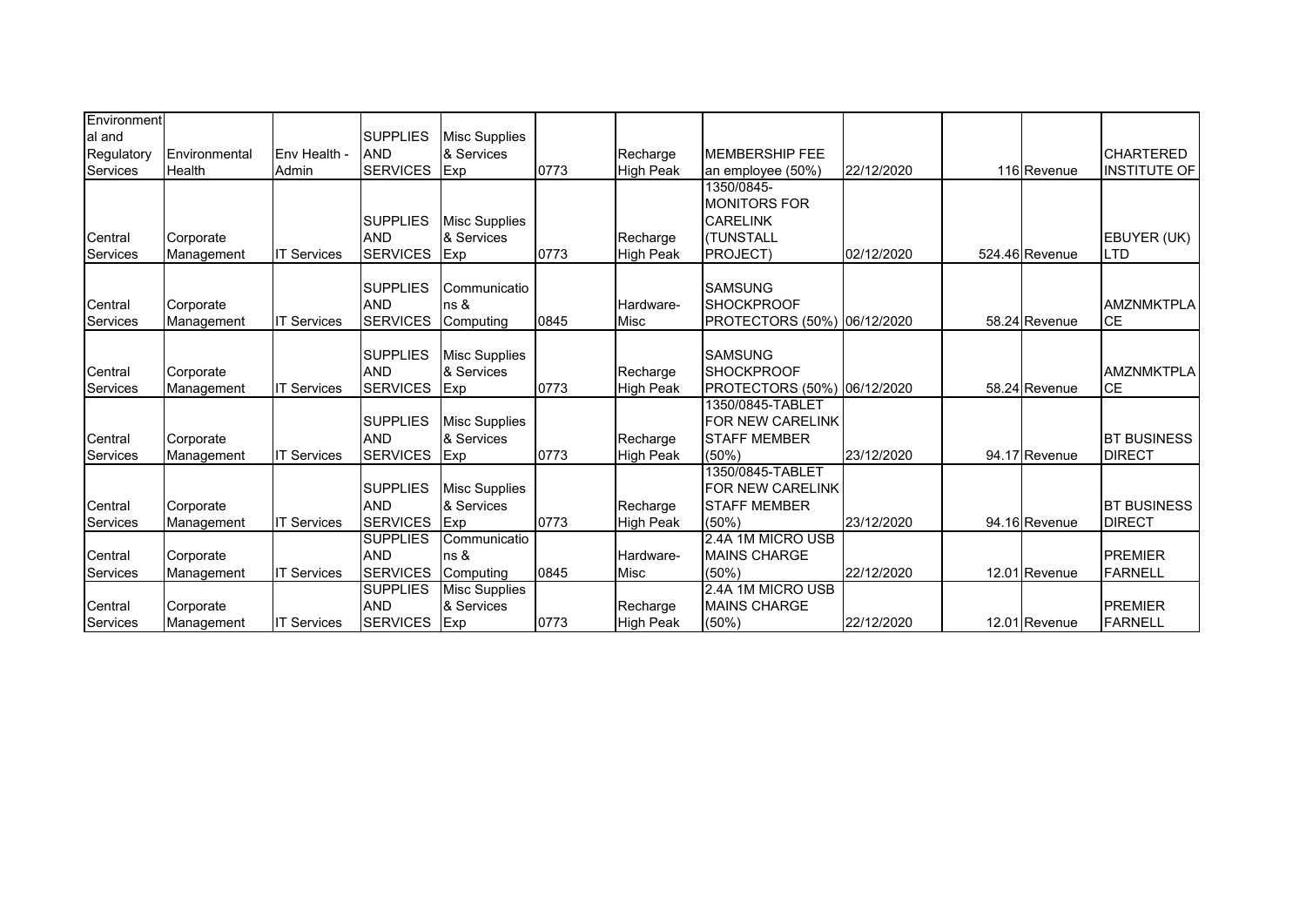| | | | | | | | | | | | |
|---|---|---|---|---|---|---|---|---|---|---|---|
| Environmental and Regulatory Services | Environmental Health | Env Health - Admin | SUPPLIES AND SERVICES | Misc Supplies & Services Exp | 0773 | Recharge High Peak | MEMBERSHIP FEE an employee (50%) | 22/12/2020 | 116 | Revenue | CHARTERED INSTITUTE OF |
| Central Services | Corporate Management | IT Services | SUPPLIES AND SERVICES | Misc Supplies & Services Exp | 0773 | Recharge High Peak | 1350/0845-MONITORS FOR CARELINK (TUNSTALL PROJECT) | 02/12/2020 | 524.46 | Revenue | EBUYER (UK) LTD |
| Central Services | Corporate Management | IT Services | SUPPLIES AND SERVICES | Communications & Computing | 0845 | Hardware-Misc | SAMSUNG SHOCKPROOF PROTECTORS (50%) | 06/12/2020 | 58.24 | Revenue | AMZNMKTPLACE |
| Central Services | Corporate Management | IT Services | SUPPLIES AND SERVICES | Misc Supplies & Services Exp | 0773 | Recharge High Peak | SAMSUNG SHOCKPROOF PROTECTORS (50%) | 06/12/2020 | 58.24 | Revenue | AMZNMKTPLACE |
| Central Services | Corporate Management | IT Services | SUPPLIES AND SERVICES | Misc Supplies & Services Exp | 0773 | Recharge High Peak | 1350/0845-TABLET FOR NEW CARELINK STAFF MEMBER (50%) | 23/12/2020 | 94.17 | Revenue | BT BUSINESS DIRECT |
| Central Services | Corporate Management | IT Services | SUPPLIES AND SERVICES | Misc Supplies & Services Exp | 0773 | Recharge High Peak | 1350/0845-TABLET FOR NEW CARELINK STAFF MEMBER (50%) | 23/12/2020 | 94.16 | Revenue | BT BUSINESS DIRECT |
| Central Services | Corporate Management | IT Services | SUPPLIES AND SERVICES | Communications & Computing | 0845 | Hardware-Misc | 2.4A 1M MICRO USB MAINS CHARGE (50%) | 22/12/2020 | 12.01 | Revenue | PREMIER FARNELL |
| Central Services | Corporate Management | IT Services | SUPPLIES AND SERVICES | Misc Supplies & Services Exp | 0773 | Recharge High Peak | 2.4A 1M MICRO USB MAINS CHARGE (50%) | 22/12/2020 | 12.01 | Revenue | PREMIER FARNELL |